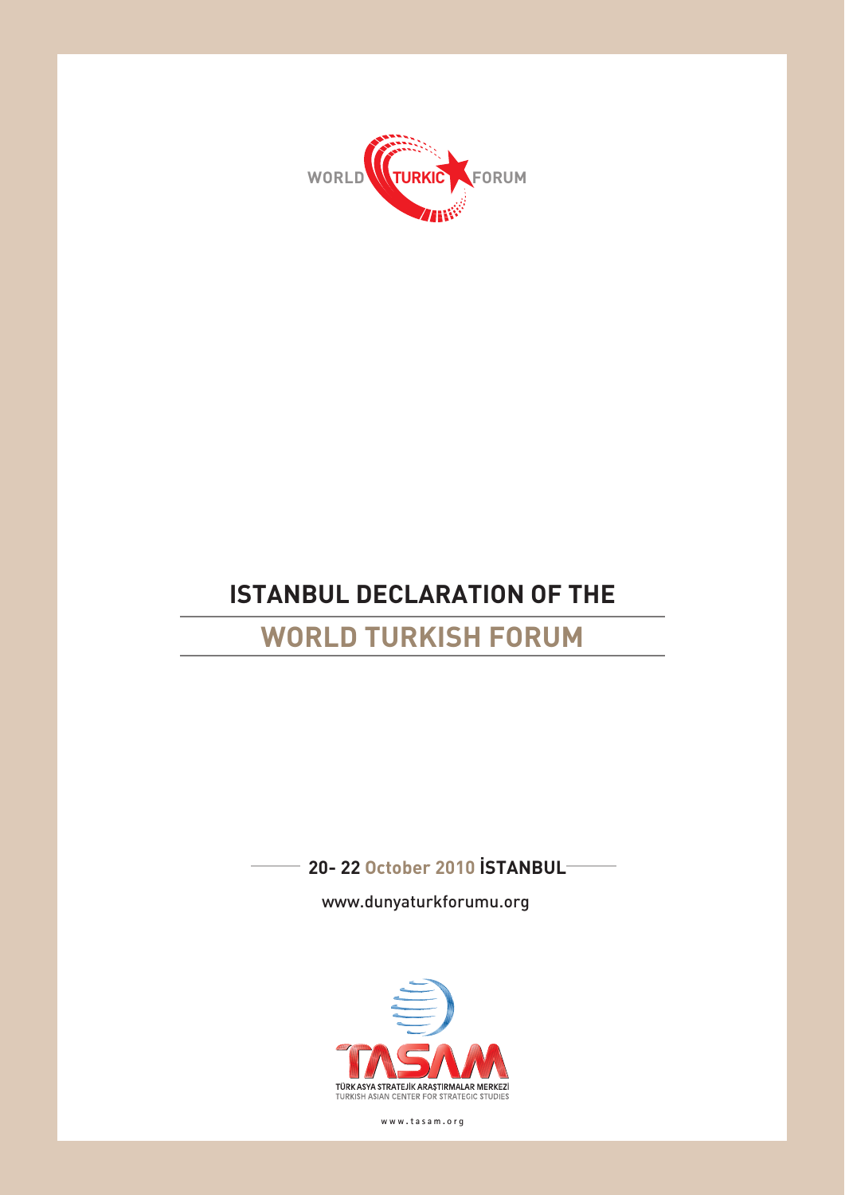WORLD TURKIC FORUM

# ISTANBUL DECLARATION OF THE

# WORLD TURKISH FORUM

**20- 22 October 2010 İSTANBUL**

www.dunyaturkforumu.org

TASAM

TÜRK ASYA STRATEJİK ARAŞTIRMALAR MERKEZİ
TURKISH ASIAN CENTER FOR STRATEGIC STUDIES

www.tasam.org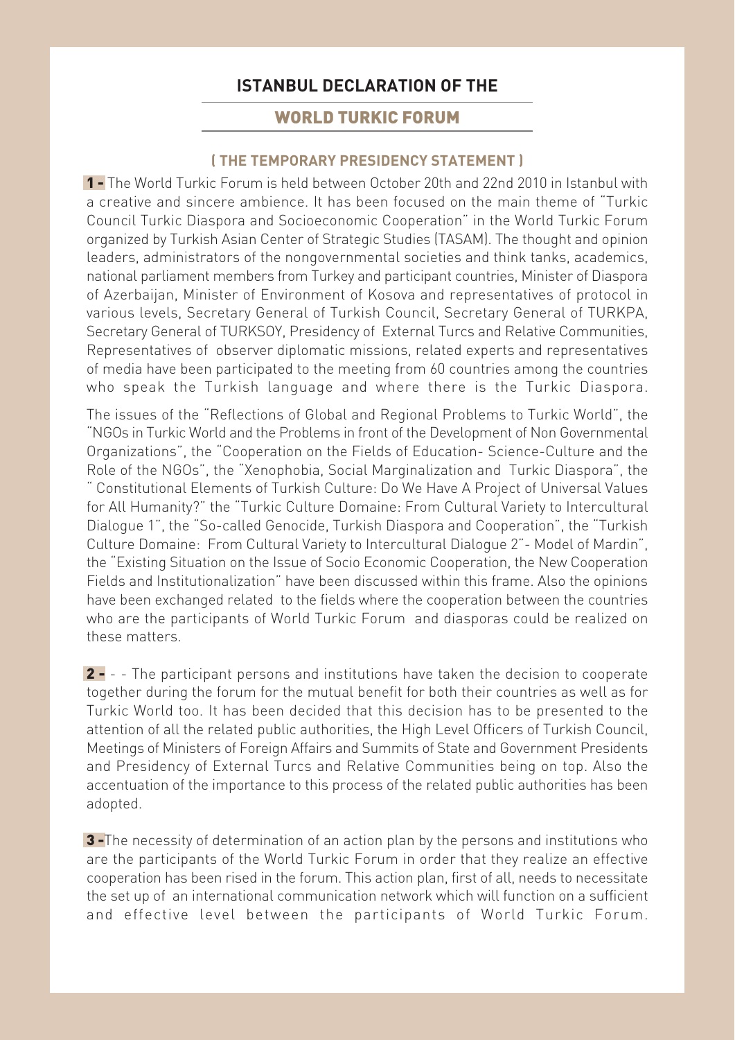## ISTANBUL DECLARATION OF THE

## WORLD TURKIC FORUM

### ( THE TEMPORARY PRESIDENCY STATEMENT )

**1 -** The World Turkic Forum is held between October 20th and 22nd 2010 in Istanbul with a creative and sincere ambience. It has been focused on the main theme of "Turkic Council Turkic Diaspora and Socioeconomic Cooperation" in the World Turkic Forum organized by Turkish Asian Center of Strategic Studies (TASAM). The thought and opinion leaders, administrators of the nongovernmental societies and think tanks, academics, national parliament members from Turkey and participant countries, Minister of Diaspora of Azerbaijan, Minister of Environment of Kosova and representatives of protocol in various levels, Secretary General of Turkish Council, Secretary General of TURKPA, Secretary General of TURKSOY, Presidency of External Turcs and Relative Communities, Representatives of observer diplomatic missions, related experts and representatives of media have been participated to the meeting from 60 countries among the countries who speak the Turkish language and where there is the Turkic Diaspora.

The issues of the "Reflections of Global and Regional Problems to Turkic World", the "NGOs in Turkic World and the Problems in front of the Development of Non Governmental Organizations", the "Cooperation on the Fields of Education- Science-Culture and the Role of the NGOs", the "Xenophobia, Social Marginalization and Turkic Diaspora", the " Constitutional Elements of Turkish Culture: Do We Have A Project of Universal Values for All Humanity?" the "Turkic Culture Domaine: From Cultural Variety to Intercultural Dialogue 1", the "So-called Genocide, Turkish Diaspora and Cooperation", the "Turkish Culture Domaine: From Cultural Variety to Intercultural Dialogue 2"- Model of Mardin", the "Existing Situation on the Issue of Socio Economic Cooperation, the New Cooperation Fields and Institutionalization" have been discussed within this frame. Also the opinions have been exchanged related to the fields where the cooperation between the countries who are the participants of World Turkic Forum and diasporas could be realized on these matters.

**2 -** - - The participant persons and institutions have taken the decision to cooperate together during the forum for the mutual benefit for both their countries as well as for Turkic World too. It has been decided that this decision has to be presented to the attention of all the related public authorities, the High Level Officers of Turkish Council, Meetings of Ministers of Foreign Affairs and Summits of State and Government Presidents and Presidency of External Turcs and Relative Communities being on top. Also the accentuation of the importance to this process of the related public authorities has been adopted.

**3 -**The necessity of determination of an action plan by the persons and institutions who are the participants of the World Turkic Forum in order that they realize an effective cooperation has been rised in the forum. This action plan, first of all, needs to necessitate the set up of an international communication network which will function on a sufficient and effective level between the participants of World Turkic Forum.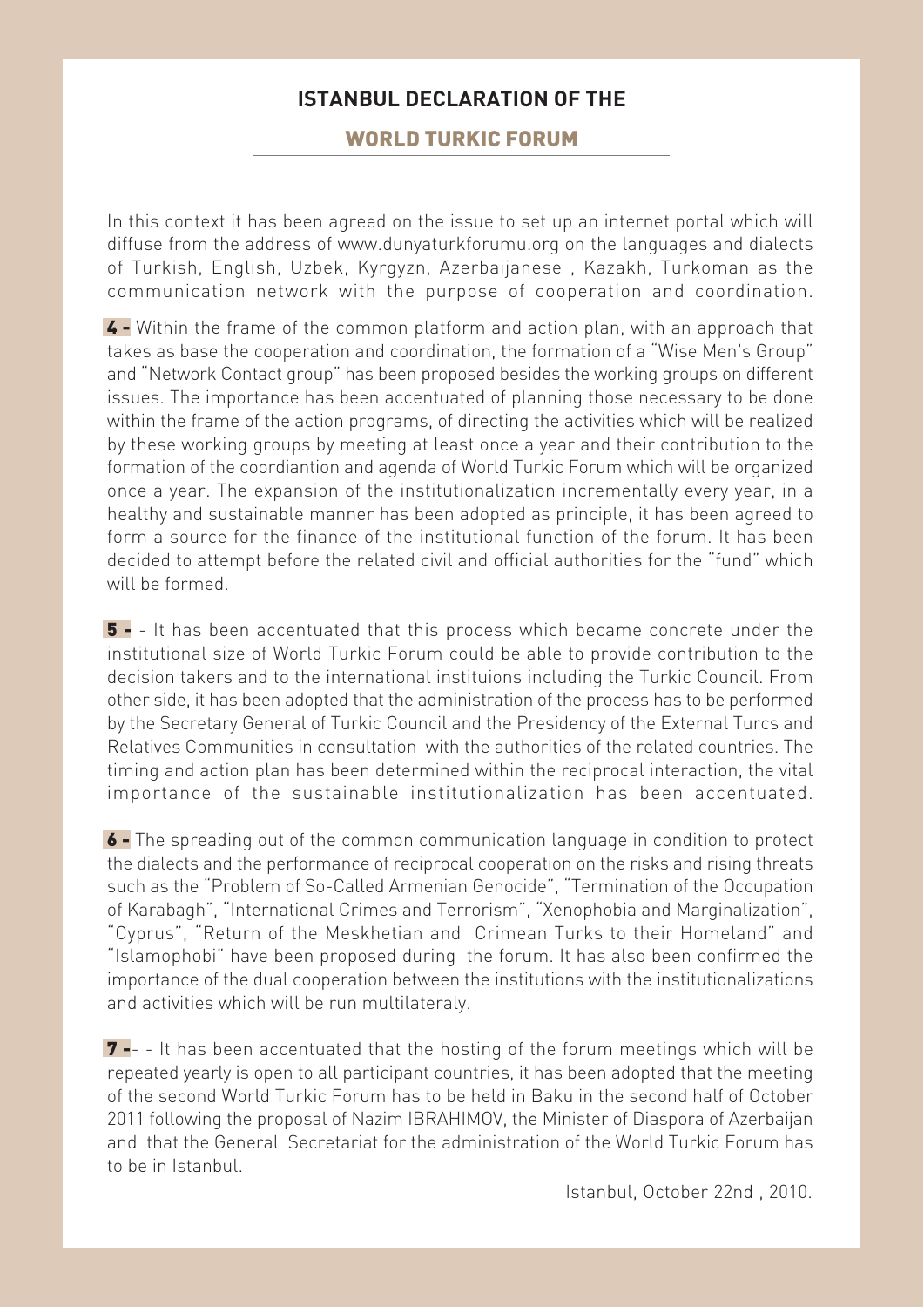# ISTANBUL DECLARATION OF THE

## WORLD TURKIC FORUM

In this context it has been agreed on the issue to set up an internet portal which will diffuse from the address of www.dunyaturkforumu.org on the languages and dialects of Turkish, English, Uzbek, Kyrgyzn, Azerbaijanese , Kazakh, Turkoman as the communication network with the purpose of cooperation and coordination.

**4 -** Within the frame of the common platform and action plan, with an approach that takes as base the cooperation and coordination, the formation of a "Wise Men's Group" and "Network Contact group" has been proposed besides the working groups on different issues. The importance has been accentuated of planning those necessary to be done within the frame of the action programs, of directing the activities which will be realized by these working groups by meeting at least once a year and their contribution to the formation of the coordiantion and agenda of World Turkic Forum which will be organized once a year. The expansion of the institutionalization incrementally every year, in a healthy and sustainable manner has been adopted as principle, it has been agreed to form a source for the finance of the institutional function of the forum. It has been decided to attempt before the related civil and official authorities for the "fund" which will be formed.

**5 -** - It has been accentuated that this process which became concrete under the institutional size of World Turkic Forum could be able to provide contribution to the decision takers and to the international instituions including the Turkic Council. From other side, it has been adopted that the administration of the process has to be performed by the Secretary General of Turkic Council and the Presidency of the External Turcs and Relatives Communities in consultation with the authorities of the related countries. The timing and action plan has been determined within the reciprocal interaction, the vital importance of the sustainable institutionalization has been accentuated.

**6 -** The spreading out of the common communication language in condition to protect the dialects and the performance of reciprocal cooperation on the risks and rising threats such as the "Problem of So-Called Armenian Genocide", "Termination of the Occupation of Karabagh", "International Crimes and Terrorism", "Xenophobia and Marginalization", "Cyprus", "Return of the Meskhetian and Crimean Turks to their Homeland" and "Islamophobi" have been proposed during the forum. It has also been confirmed the importance of the dual cooperation between the institutions with the institutionalizations and activities which will be run multilateraly.

**7 -**- - It has been accentuated that the hosting of the forum meetings which will be repeated yearly is open to all participant countries, it has been adopted that the meeting of the second World Turkic Forum has to be held in Baku in the second half of October 2011 following the proposal of Nazim IBRAHIMOV, the Minister of Diaspora of Azerbaijan and that the General Secretariat for the administration of the World Turkic Forum has to be in Istanbul.

Istanbul, October 22nd , 2010.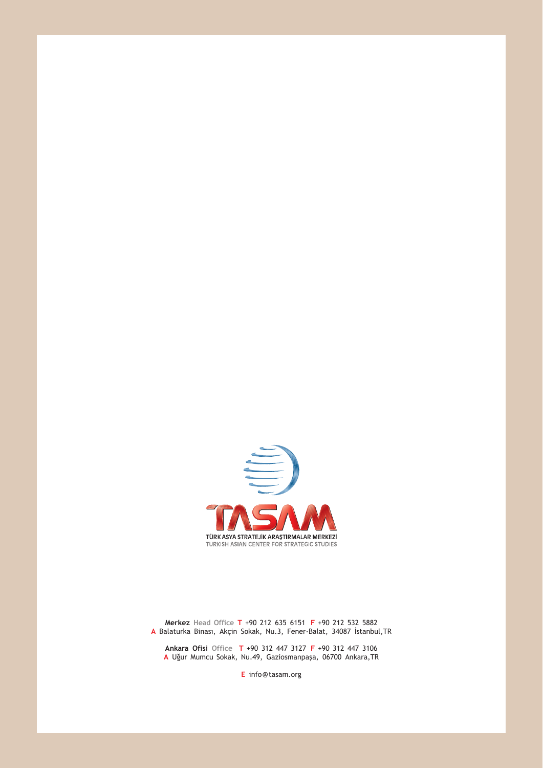TASAM

TÜRK ASYA STRATEJİK ARAŞTIRMALAR MERKEZİ
TURKISH ASIAN CENTER FOR STRATEGIC STUDIES

**Merkez** Head Office **T** +90 212 635 6151 **F** +90 212 532 5882
**A** Balaturka Binası, Akçin Sokak, Nu.3, Fener-Balat, 34087 İstanbul,TR

**Ankara Ofisi** Office **T** +90 312 447 3127 **F** +90 312 447 3106
**A** Uğur Mumcu Sokak, Nu.49, Gaziosmanpaşa, 06700 Ankara,TR

**E** info@tasam.org